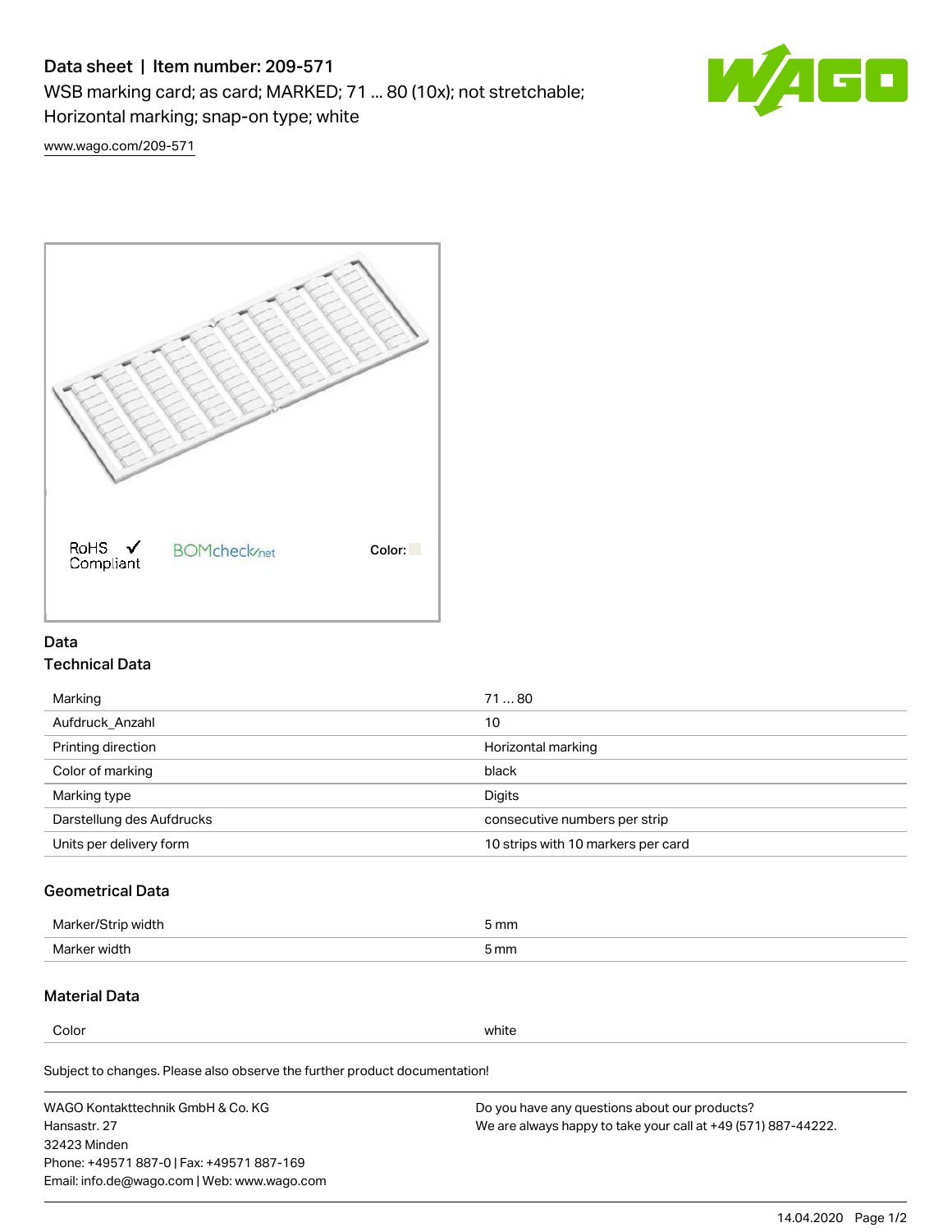# Data sheet | Item number: 209-571

WSB marking card; as card; MARKED; 71 ... 80 (10x); not stretchable; Horizontal marking; snap-on type; white

www.wago.com/209-571

RoHS Compliant BOMcheck.net Color:

## Data

### Technical Data

| | |
|---|---|
| Marking | 71 ... 80 |
| Aufdruck_Anzahl | 10 |
| Printing direction | Horizontal marking |
| Color of marking | black |
| Marking type | Digits |
| Darstellung des Aufdrucks | consecutive numbers per strip |
| Units per delivery form | 10 strips with 10 markers per card |

### Geometrical Data

| | |
|---|---|
| Marker/Strip width | 5 mm |
| Marker width | 5 mm |

### Material Data

| | |
|---|---|
| Color | white |

Subject to changes. Please also observe the further product documentation!

WAGO Kontakttechnik GmbH & Co. KG
Hansastr. 27
32423 Minden
Phone: +49571 887-0 | Fax: +49571 887-169
Email: info.de@wago.com | Web: www.wago.com

Do you have any questions about our products?
We are always happy to take your call at +49 (571) 887-44222.

14.04.2020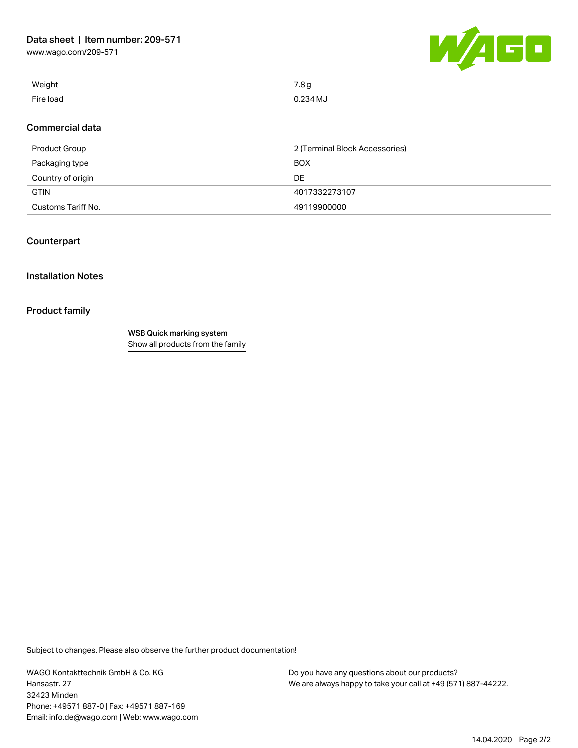| | |
|---|---|
| Weight | 7.8 g |
| Fire load | 0.234 MJ |

## Commercial data

| | |
|---|---|
| Product Group | 2 (Terminal Block Accessories) |
| Packaging type | BOX |
| Country of origin | DE |
| GTIN | 4017332273107 |
| Customs Tariff No. | 49119900000 |

## Counterpart

## Installation Notes

## Product family

**WSB Quick marking system**
Show all products from the family

Subject to changes. Please also observe the further product documentation!

WAGO Kontakttechnik GmbH & Co. KG
Hansastr. 27
32423 Minden
Phone: +49571 887-0 | Fax: +49571 887-169
Email: info.de@wago.com | Web: www.wago.com

Do you have any questions about our products?
We are always happy to take your call at +49 (571) 887-44222.